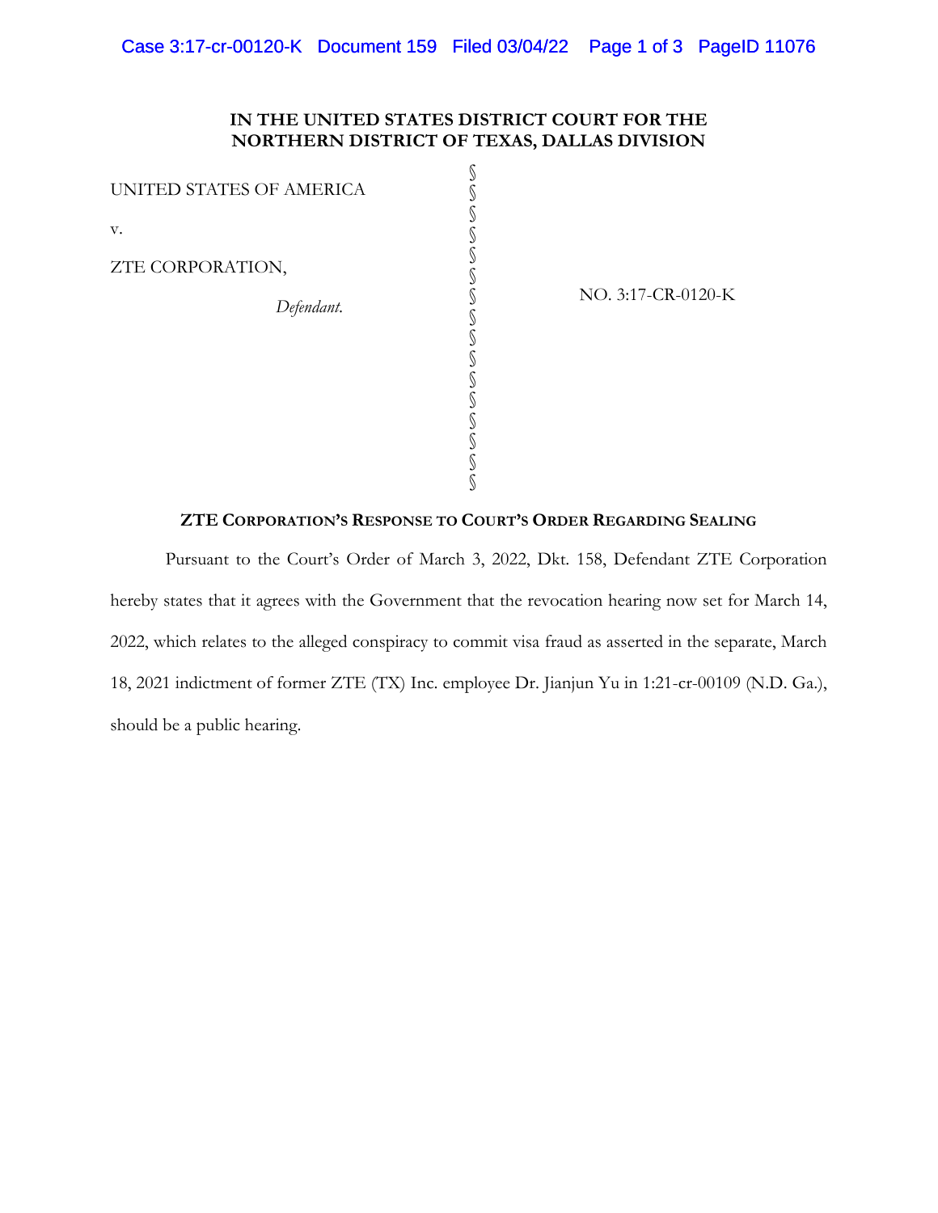**IN THE UNITED STATES DISTRICT COURT FOR THE NORTHERN DISTRICT OF TEXAS, DALLAS DIVISION**

| | | |
|---|---|---|
| UNITED STATES OF AMERICA | § | |
| v. | § | |
| ZTE CORPORATION, | § | NO. 3:17-CR-0120-K |
| *Defendant.* | § | |

**ZTE CORPORATION'S RESPONSE TO COURT'S ORDER REGARDING SEALING**

Pursuant to the Court's Order of March 3, 2022, Dkt. 158, Defendant ZTE Corporation hereby states that it agrees with the Government that the revocation hearing now set for March 14, 2022, which relates to the alleged conspiracy to commit visa fraud as asserted in the separate, March 18, 2021 indictment of former ZTE (TX) Inc. employee Dr. Jianjun Yu in 1:21-cr-00109 (N.D. Ga.), should be a public hearing.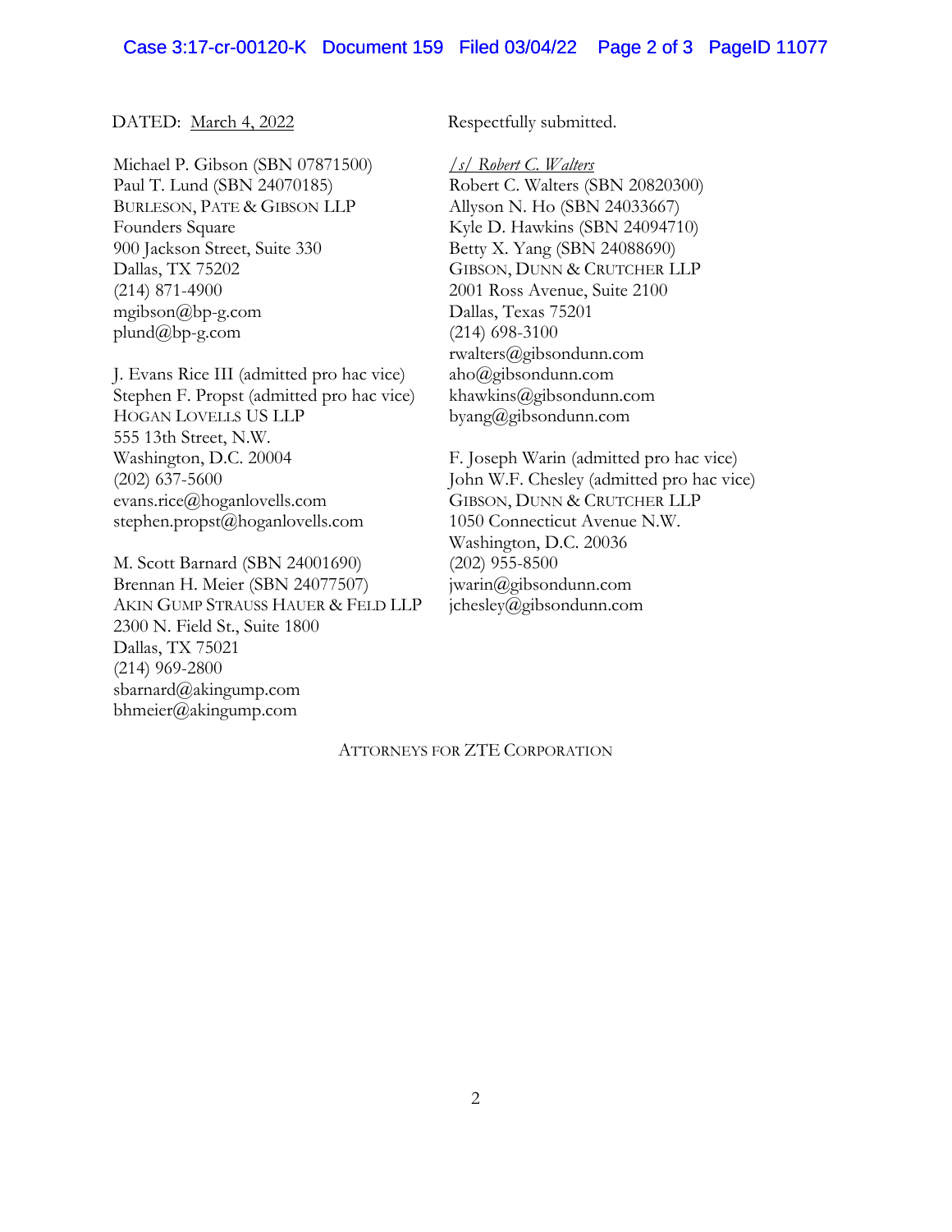DATED: March 4, 2022

Respectfully submitted.

Michael P. Gibson (SBN 07871500)
Paul T. Lund (SBN 24070185)
BURLESON, PATE & GIBSON LLP
Founders Square
900 Jackson Street, Suite 330
Dallas, TX 75202
(214) 871-4900
mgibson@bp-g.com
plund@bp-g.com

J. Evans Rice III (admitted pro hac vice)
Stephen F. Propst (admitted pro hac vice)
HOGAN LOVELLS US LLP
555 13th Street, N.W.
Washington, D.C. 20004
(202) 637-5600
evans.rice@hoganlovells.com
stephen.propst@hoganlovells.com

M. Scott Barnard (SBN 24001690)
Brennan H. Meier (SBN 24077507)
AKIN GUMP STRAUSS HAUER & FELD LLP
2300 N. Field St., Suite 1800
Dallas, TX 75021
(214) 969-2800
sbarnard@akingump.com
bhmeier@akingump.com

*/s/ Robert C. Walters*
Robert C. Walters (SBN 20820300)
Allyson N. Ho (SBN 24033667)
Kyle D. Hawkins (SBN 24094710)
Betty X. Yang (SBN 24088690)
GIBSON, DUNN & CRUTCHER LLP
2001 Ross Avenue, Suite 2100
Dallas, Texas 75201
(214) 698-3100
rwalters@gibsondunn.com
aho@gibsondunn.com
khawkins@gibsondunn.com
byang@gibsondunn.com

F. Joseph Warin (admitted pro hac vice)
John W.F. Chesley (admitted pro hac vice)
GIBSON, DUNN & CRUTCHER LLP
1050 Connecticut Avenue N.W.
Washington, D.C. 20036
(202) 955-8500
jwarin@gibsondunn.com
jchesley@gibsondunn.com

ATTORNEYS FOR ZTE CORPORATION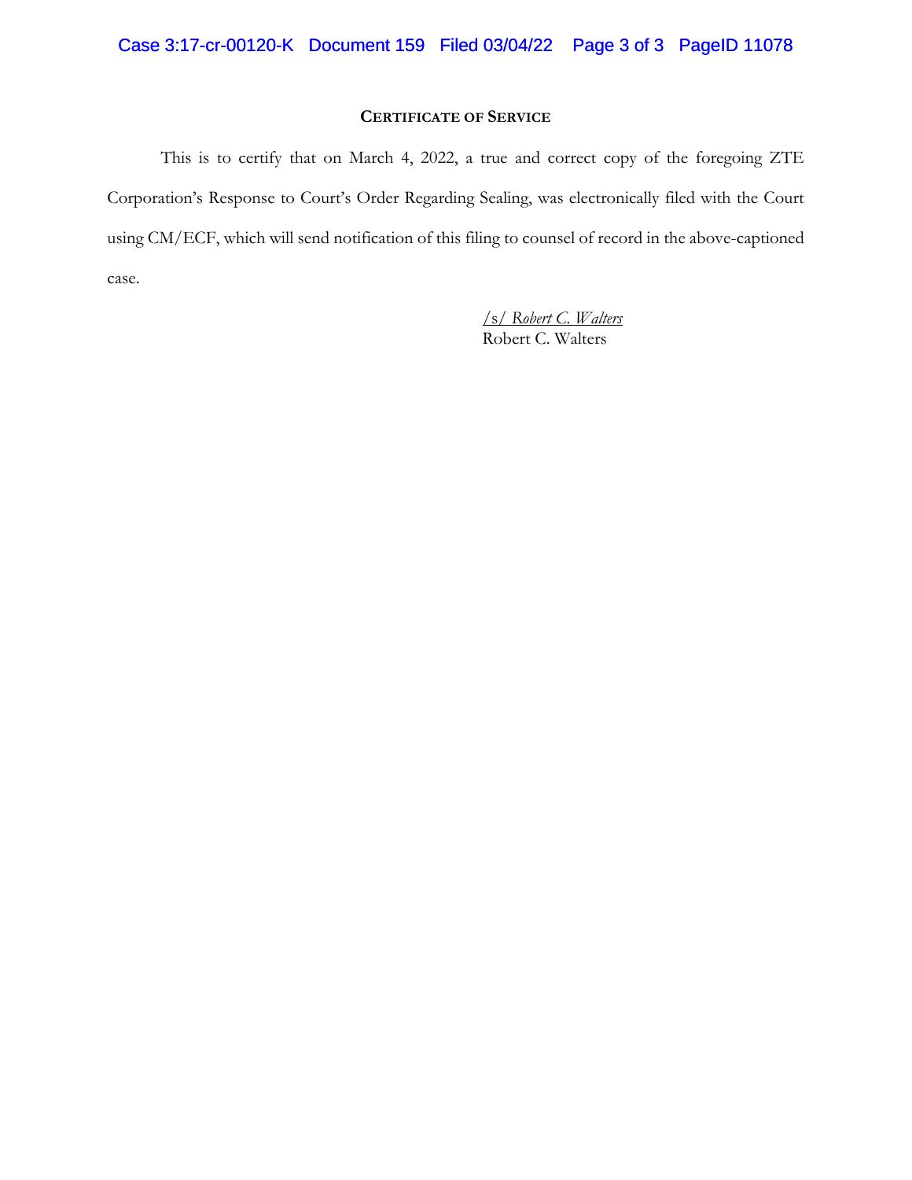## CERTIFICATE OF SERVICE

This is to certify that on March 4, 2022, a true and correct copy of the foregoing ZTE Corporation's Response to Court's Order Regarding Sealing, was electronically filed with the Court using CM/ECF, which will send notification of this filing to counsel of record in the above-captioned case.

/s/ *Robert C. Walters*
Robert C. Walters